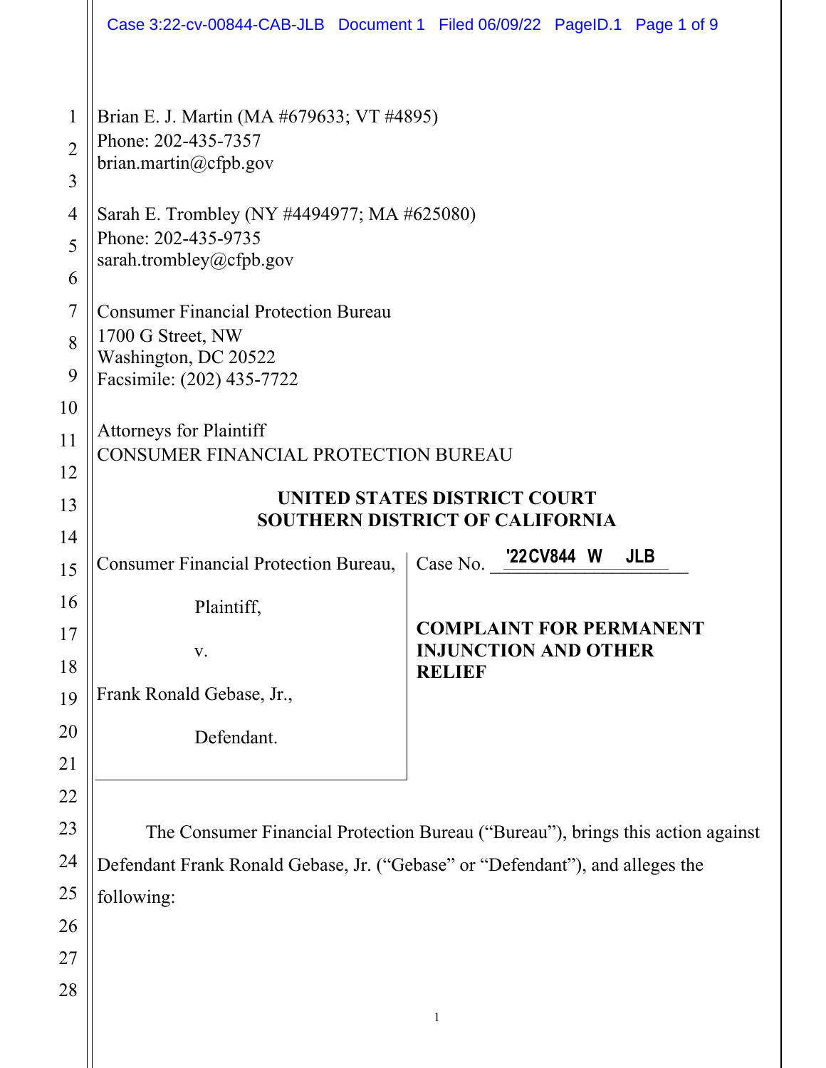Brian E. J. Martin (MA #679633; VT #4895)
Phone: 202-435-7357
brian.martin@cfpb.gov

Sarah E. Trombley (NY #4494977; MA #625080)
Phone: 202-435-9735
sarah.trombley@cfpb.gov

Consumer Financial Protection Bureau
1700 G Street, NW
Washington, DC 20522
Facsimile: (202) 435-7722

Attorneys for Plaintiff
CONSUMER FINANCIAL PROTECTION BUREAU

**UNITED STATES DISTRICT COURT**
**SOUTHERN DISTRICT OF CALIFORNIA**

| | |
|---|---|
| Consumer Financial Protection Bureau,<br><br>Plaintiff,<br><br>v.<br><br>Frank Ronald Gebase, Jr.,<br><br>Defendant. | Case No. '22CV844 W JLB<br><br>**COMPLAINT FOR PERMANENT INJUNCTION AND OTHER RELIEF** |

The Consumer Financial Protection Bureau ("Bureau"), brings this action against Defendant Frank Ronald Gebase, Jr. ("Gebase" or "Defendant"), and alleges the following: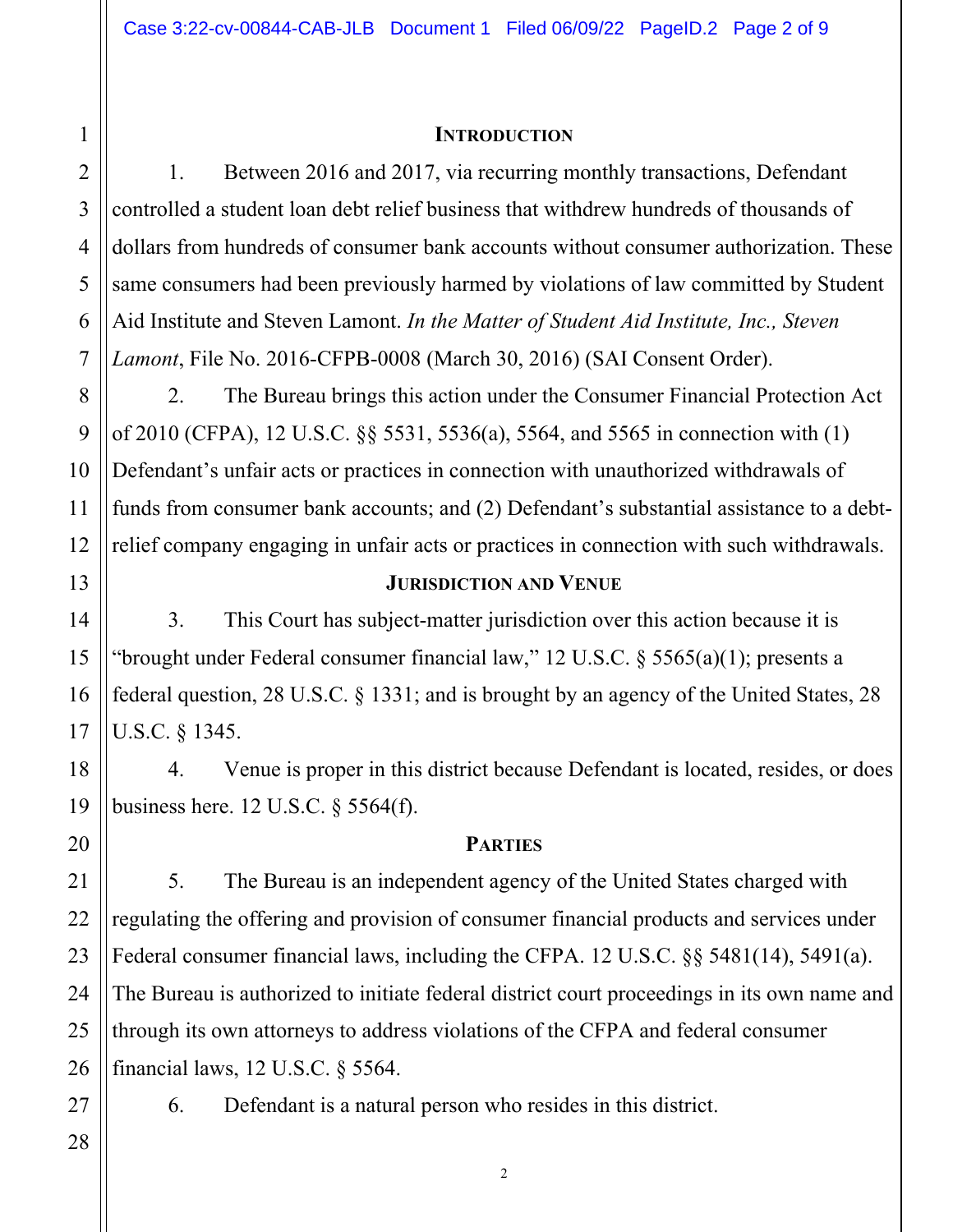## INTRODUCTION

1. Between 2016 and 2017, via recurring monthly transactions, Defendant controlled a student loan debt relief business that withdrew hundreds of thousands of dollars from hundreds of consumer bank accounts without consumer authorization. These same consumers had been previously harmed by violations of law committed by Student Aid Institute and Steven Lamont. *In the Matter of Student Aid Institute, Inc., Steven Lamont*, File No. 2016-CFPB-0008 (March 30, 2016) (SAI Consent Order).

2. The Bureau brings this action under the Consumer Financial Protection Act of 2010 (CFPA), 12 U.S.C. §§ 5531, 5536(a), 5564, and 5565 in connection with (1) Defendant's unfair acts or practices in connection with unauthorized withdrawals of funds from consumer bank accounts; and (2) Defendant's substantial assistance to a debt-relief company engaging in unfair acts or practices in connection with such withdrawals.

## JURISDICTION AND VENUE

3. This Court has subject-matter jurisdiction over this action because it is "brought under Federal consumer financial law," 12 U.S.C. § 5565(a)(1); presents a federal question, 28 U.S.C. § 1331; and is brought by an agency of the United States, 28 U.S.C. § 1345.

4. Venue is proper in this district because Defendant is located, resides, or does business here. 12 U.S.C. § 5564(f).

## PARTIES

5. The Bureau is an independent agency of the United States charged with regulating the offering and provision of consumer financial products and services under Federal consumer financial laws, including the CFPA. 12 U.S.C. §§ 5481(14), 5491(a). The Bureau is authorized to initiate federal district court proceedings in its own name and through its own attorneys to address violations of the CFPA and federal consumer financial laws, 12 U.S.C. § 5564.

6. Defendant is a natural person who resides in this district.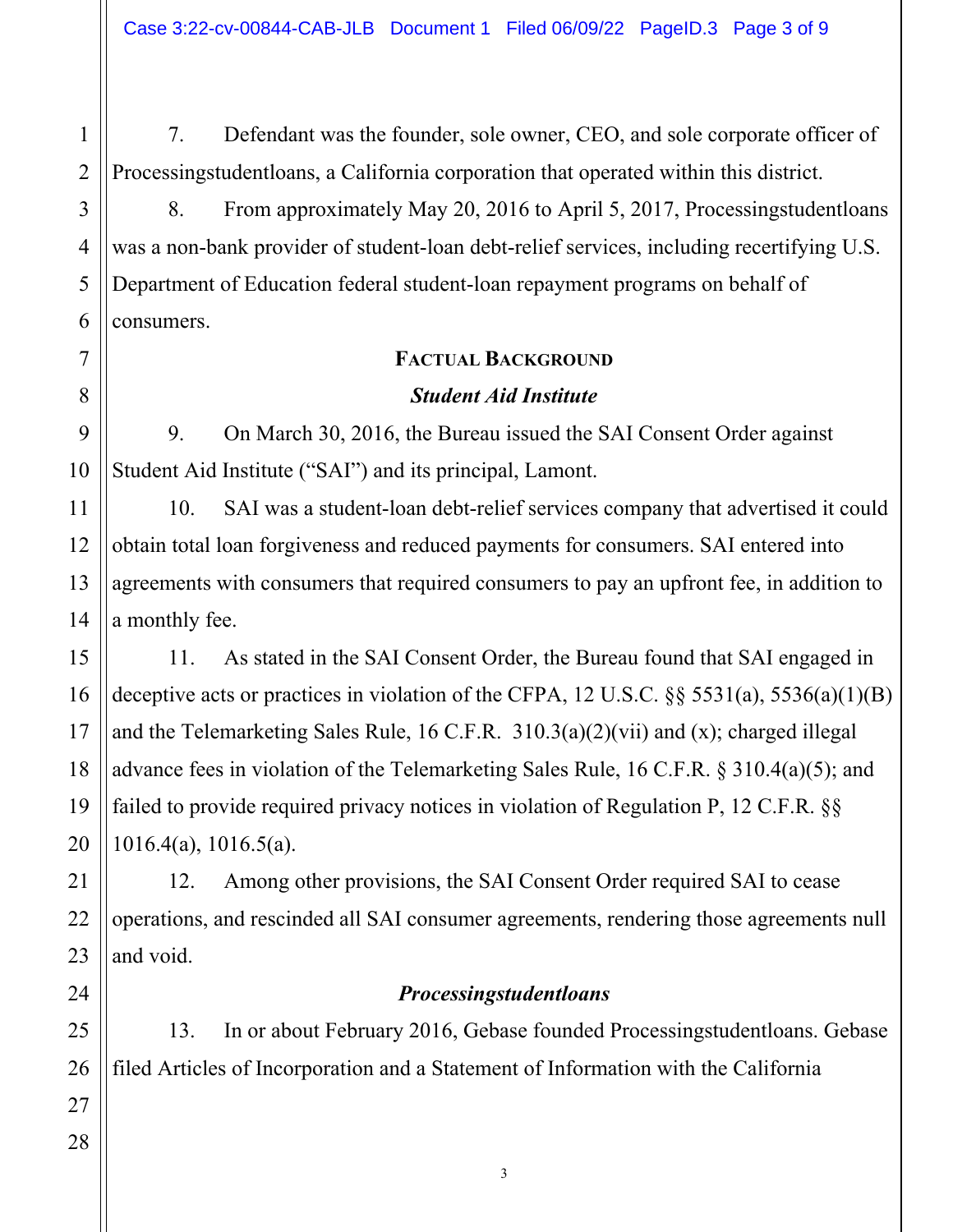7. Defendant was the founder, sole owner, CEO, and sole corporate officer of Processingstudentloans, a California corporation that operated within this district.

8. From approximately May 20, 2016 to April 5, 2017, Processingstudentloans was a non-bank provider of student-loan debt-relief services, including recertifying U.S. Department of Education federal student-loan repayment programs on behalf of consumers.

## FACTUAL BACKGROUND

### *Student Aid Institute*

9. On March 30, 2016, the Bureau issued the SAI Consent Order against Student Aid Institute ("SAI") and its principal, Lamont.

10. SAI was a student-loan debt-relief services company that advertised it could obtain total loan forgiveness and reduced payments for consumers. SAI entered into agreements with consumers that required consumers to pay an upfront fee, in addition to a monthly fee.

11. As stated in the SAI Consent Order, the Bureau found that SAI engaged in deceptive acts or practices in violation of the CFPA, 12 U.S.C. §§ 5531(a), 5536(a)(1)(B) and the Telemarketing Sales Rule, 16 C.F.R. 310.3(a)(2)(vii) and (x); charged illegal advance fees in violation of the Telemarketing Sales Rule, 16 C.F.R. § 310.4(a)(5); and failed to provide required privacy notices in violation of Regulation P, 12 C.F.R. §§ 1016.4(a), 1016.5(a).

12. Among other provisions, the SAI Consent Order required SAI to cease operations, and rescinded all SAI consumer agreements, rendering those agreements null and void.

### *Processingstudentloans*

13. In or about February 2016, Gebase founded Processingstudentloans. Gebase filed Articles of Incorporation and a Statement of Information with the California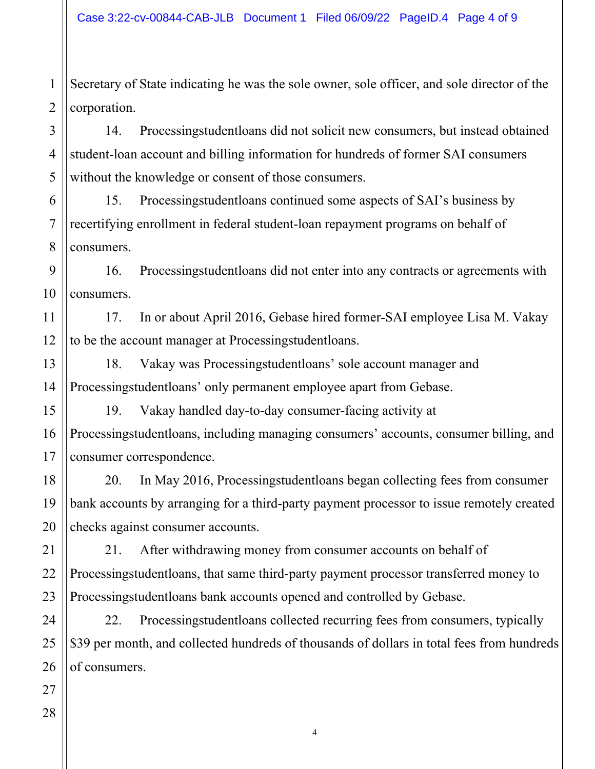Secretary of State indicating he was the sole owner, sole officer, and sole director of the corporation.

14. Processingstudentloans did not solicit new consumers, but instead obtained student-loan account and billing information for hundreds of former SAI consumers without the knowledge or consent of those consumers.

15. Processingstudentloans continued some aspects of SAI's business by recertifying enrollment in federal student-loan repayment programs on behalf of consumers.

16. Processingstudentloans did not enter into any contracts or agreements with consumers.

17. In or about April 2016, Gebase hired former-SAI employee Lisa M. Vakay to be the account manager at Processingstudentloans.

18. Vakay was Processingstudentloans' sole account manager and Processingstudentloans' only permanent employee apart from Gebase.

19. Vakay handled day-to-day consumer-facing activity at Processingstudentloans, including managing consumers' accounts, consumer billing, and consumer correspondence.

20. In May 2016, Processingstudentloans began collecting fees from consumer bank accounts by arranging for a third-party payment processor to issue remotely created checks against consumer accounts.

21. After withdrawing money from consumer accounts on behalf of Processingstudentloans, that same third-party payment processor transferred money to Processingstudentloans bank accounts opened and controlled by Gebase.

22. Processingstudentloans collected recurring fees from consumers, typically $39 per month, and collected hundreds of thousands of dollars in total fees from hundreds of consumers.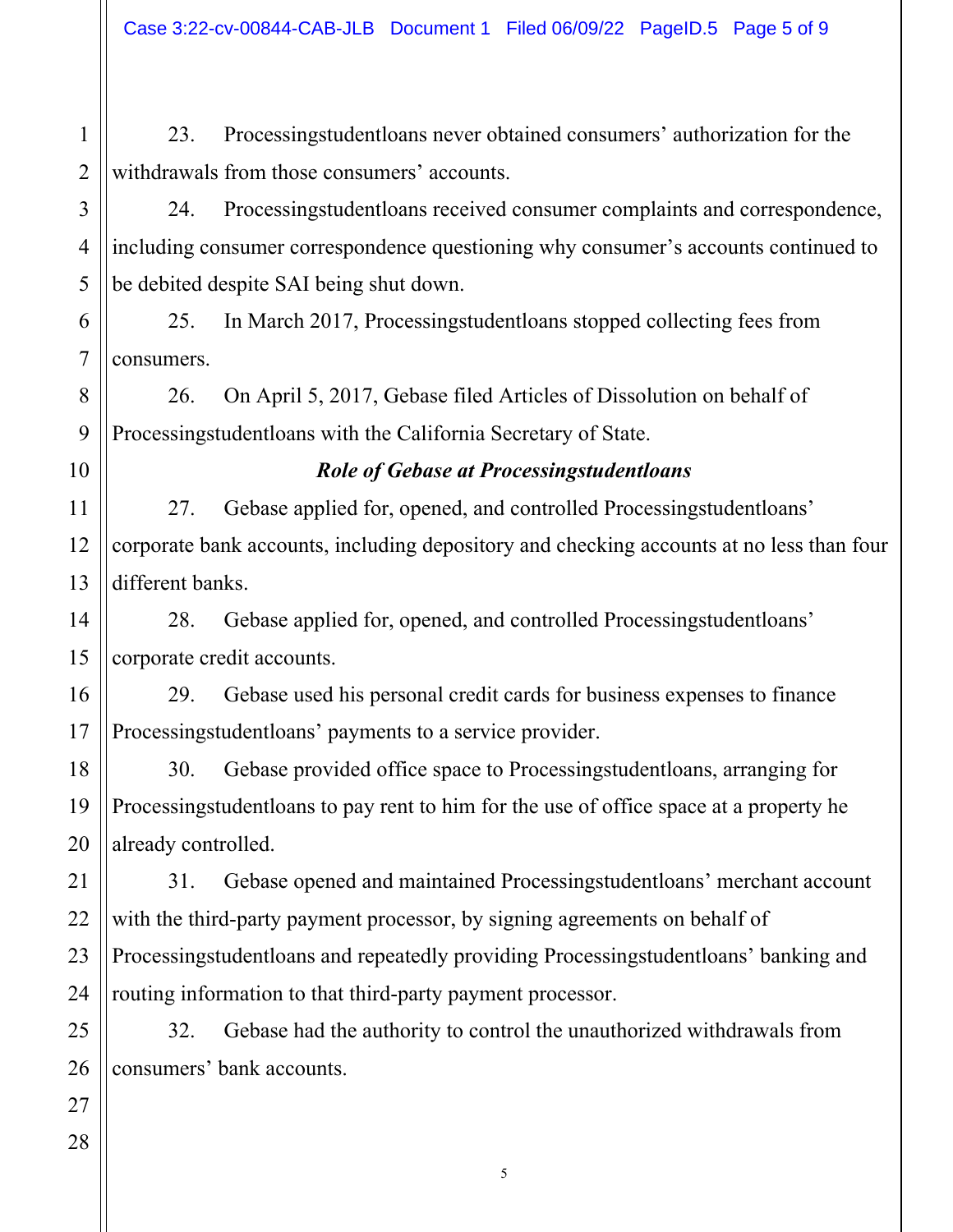23. Processingstudentloans never obtained consumers' authorization for the withdrawals from those consumers' accounts.

24. Processingstudentloans received consumer complaints and correspondence, including consumer correspondence questioning why consumer's accounts continued to be debited despite SAI being shut down.

25. In March 2017, Processingstudentloans stopped collecting fees from consumers.

26. On April 5, 2017, Gebase filed Articles of Dissolution on behalf of Processingstudentloans with the California Secretary of State.

***Role of Gebase at Processingstudentloans***

27. Gebase applied for, opened, and controlled Processingstudentloans' corporate bank accounts, including depository and checking accounts at no less than four different banks.

28. Gebase applied for, opened, and controlled Processingstudentloans' corporate credit accounts.

29. Gebase used his personal credit cards for business expenses to finance Processingstudentloans' payments to a service provider.

30. Gebase provided office space to Processingstudentloans, arranging for Processingstudentloans to pay rent to him for the use of office space at a property he already controlled.

31. Gebase opened and maintained Processingstudentloans' merchant account with the third-party payment processor, by signing agreements on behalf of Processingstudentloans and repeatedly providing Processingstudentloans' banking and routing information to that third-party payment processor.

32. Gebase had the authority to control the unauthorized withdrawals from consumers' bank accounts.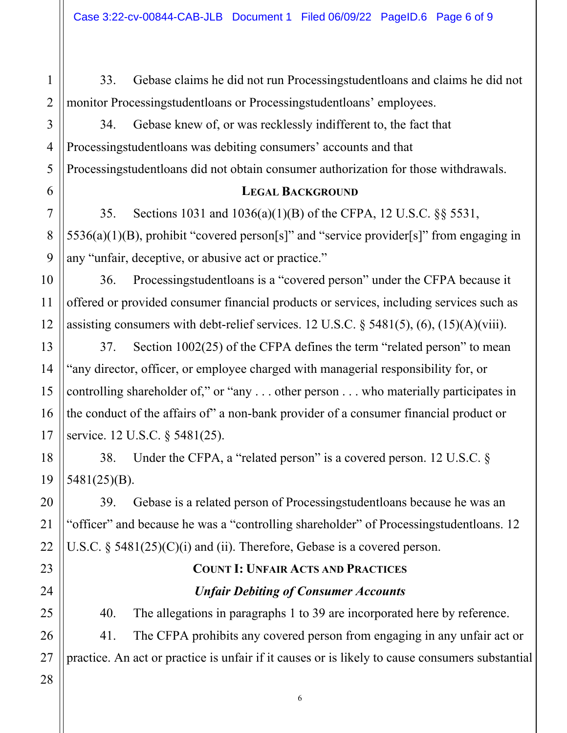33. Gebase claims he did not run Processingstudentloans and claims he did not monitor Processingstudentloans or Processingstudentloans' employees.

34. Gebase knew of, or was recklessly indifferent to, the fact that Processingstudentloans was debiting consumers' accounts and that Processingstudentloans did not obtain consumer authorization for those withdrawals.

## LEGAL BACKGROUND

35. Sections 1031 and 1036(a)(1)(B) of the CFPA, 12 U.S.C. §§ 5531, 5536(a)(1)(B), prohibit "covered person[s]" and "service provider[s]" from engaging in any "unfair, deceptive, or abusive act or practice."

36. Processingstudentloans is a "covered person" under the CFPA because it offered or provided consumer financial products or services, including services such as assisting consumers with debt-relief services. 12 U.S.C. § 5481(5), (6), (15)(A)(viii).

37. Section 1002(25) of the CFPA defines the term "related person" to mean "any director, officer, or employee charged with managerial responsibility for, or controlling shareholder of," or "any . . . other person . . . who materially participates in the conduct of the affairs of" a non-bank provider of a consumer financial product or service. 12 U.S.C. § 5481(25).

38. Under the CFPA, a "related person" is a covered person. 12 U.S.C. § 5481(25)(B).

39. Gebase is a related person of Processingstudentloans because he was an "officer" and because he was a "controlling shareholder" of Processingstudentloans. 12 U.S.C. § 5481(25)(C)(i) and (ii). Therefore, Gebase is a covered person.

## COUNT I: UNFAIR ACTS AND PRACTICES

### *Unfair Debiting of Consumer Accounts*

40. The allegations in paragraphs 1 to 39 are incorporated here by reference.

41. The CFPA prohibits any covered person from engaging in any unfair act or practice. An act or practice is unfair if it causes or is likely to cause consumers substantial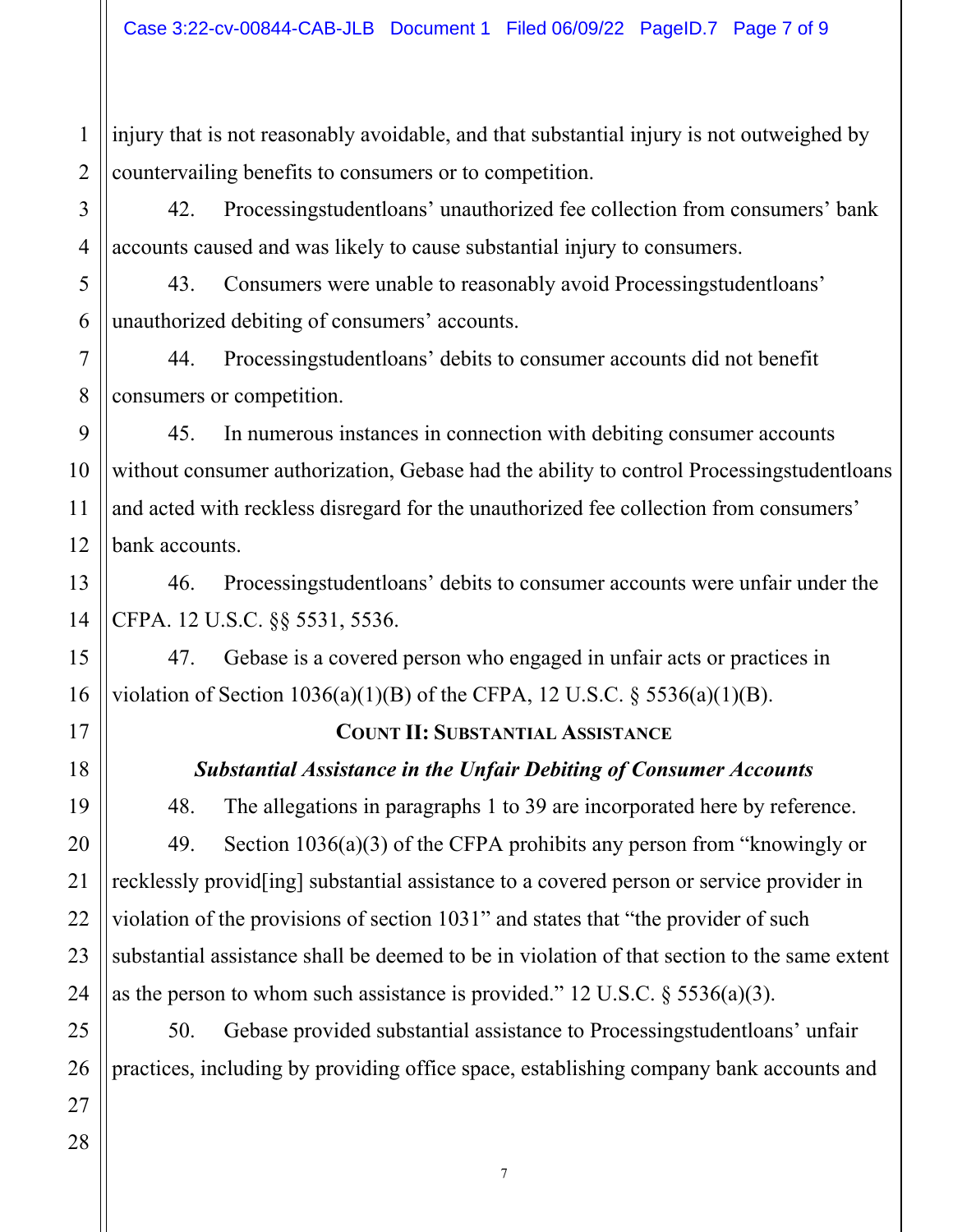injury that is not reasonably avoidable, and that substantial injury is not outweighed by countervailing benefits to consumers or to competition.

42. Processingstudentloans' unauthorized fee collection from consumers' bank accounts caused and was likely to cause substantial injury to consumers.

43. Consumers were unable to reasonably avoid Processingstudentloans' unauthorized debiting of consumers' accounts.

44. Processingstudentloans' debits to consumer accounts did not benefit consumers or competition.

45. In numerous instances in connection with debiting consumer accounts without consumer authorization, Gebase had the ability to control Processingstudentloans and acted with reckless disregard for the unauthorized fee collection from consumers' bank accounts.

46. Processingstudentloans' debits to consumer accounts were unfair under the CFPA. 12 U.S.C. §§ 5531, 5536.

47. Gebase is a covered person who engaged in unfair acts or practices in violation of Section 1036(a)(1)(B) of the CFPA, 12 U.S.C. § 5536(a)(1)(B).

## COUNT II: SUBSTANTIAL ASSISTANCE

### *Substantial Assistance in the Unfair Debiting of Consumer Accounts*

48. The allegations in paragraphs 1 to 39 are incorporated here by reference.

49. Section 1036(a)(3) of the CFPA prohibits any person from "knowingly or recklessly provid[ing] substantial assistance to a covered person or service provider in violation of the provisions of section 1031" and states that "the provider of such substantial assistance shall be deemed to be in violation of that section to the same extent as the person to whom such assistance is provided." 12 U.S.C. § 5536(a)(3).

50. Gebase provided substantial assistance to Processingstudentloans' unfair practices, including by providing office space, establishing company bank accounts and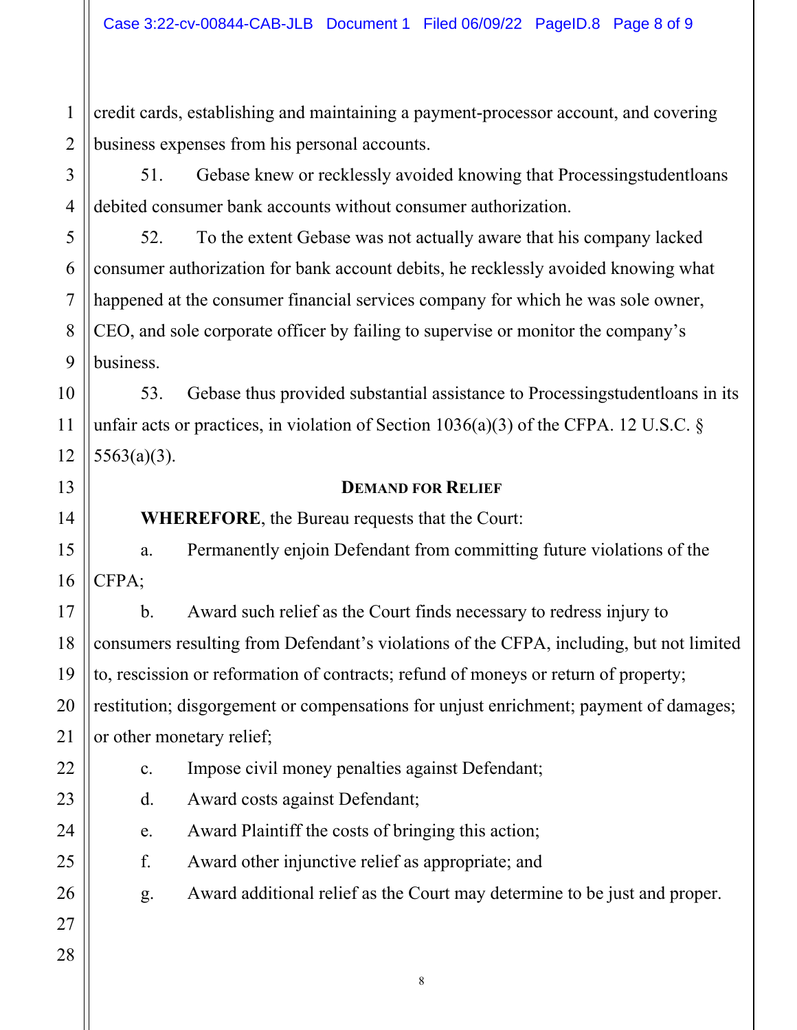credit cards, establishing and maintaining a payment-processor account, and covering business expenses from his personal accounts.

51. Gebase knew or recklessly avoided knowing that Processingstudentloans debited consumer bank accounts without consumer authorization.

52. To the extent Gebase was not actually aware that his company lacked consumer authorization for bank account debits, he recklessly avoided knowing what happened at the consumer financial services company for which he was sole owner, CEO, and sole corporate officer by failing to supervise or monitor the company's business.

53. Gebase thus provided substantial assistance to Processingstudentloans in its unfair acts or practices, in violation of Section 1036(a)(3) of the CFPA. 12 U.S.C. § 5563(a)(3).

## DEMAND FOR RELIEF

**WHEREFORE**, the Bureau requests that the Court:

a. Permanently enjoin Defendant from committing future violations of the CFPA;

b. Award such relief as the Court finds necessary to redress injury to consumers resulting from Defendant's violations of the CFPA, including, but not limited to, rescission or reformation of contracts; refund of moneys or return of property; restitution; disgorgement or compensations for unjust enrichment; payment of damages; or other monetary relief;

c. Impose civil money penalties against Defendant;

d. Award costs against Defendant;

e. Award Plaintiff the costs of bringing this action;

f. Award other injunctive relief as appropriate; and

g. Award additional relief as the Court may determine to be just and proper.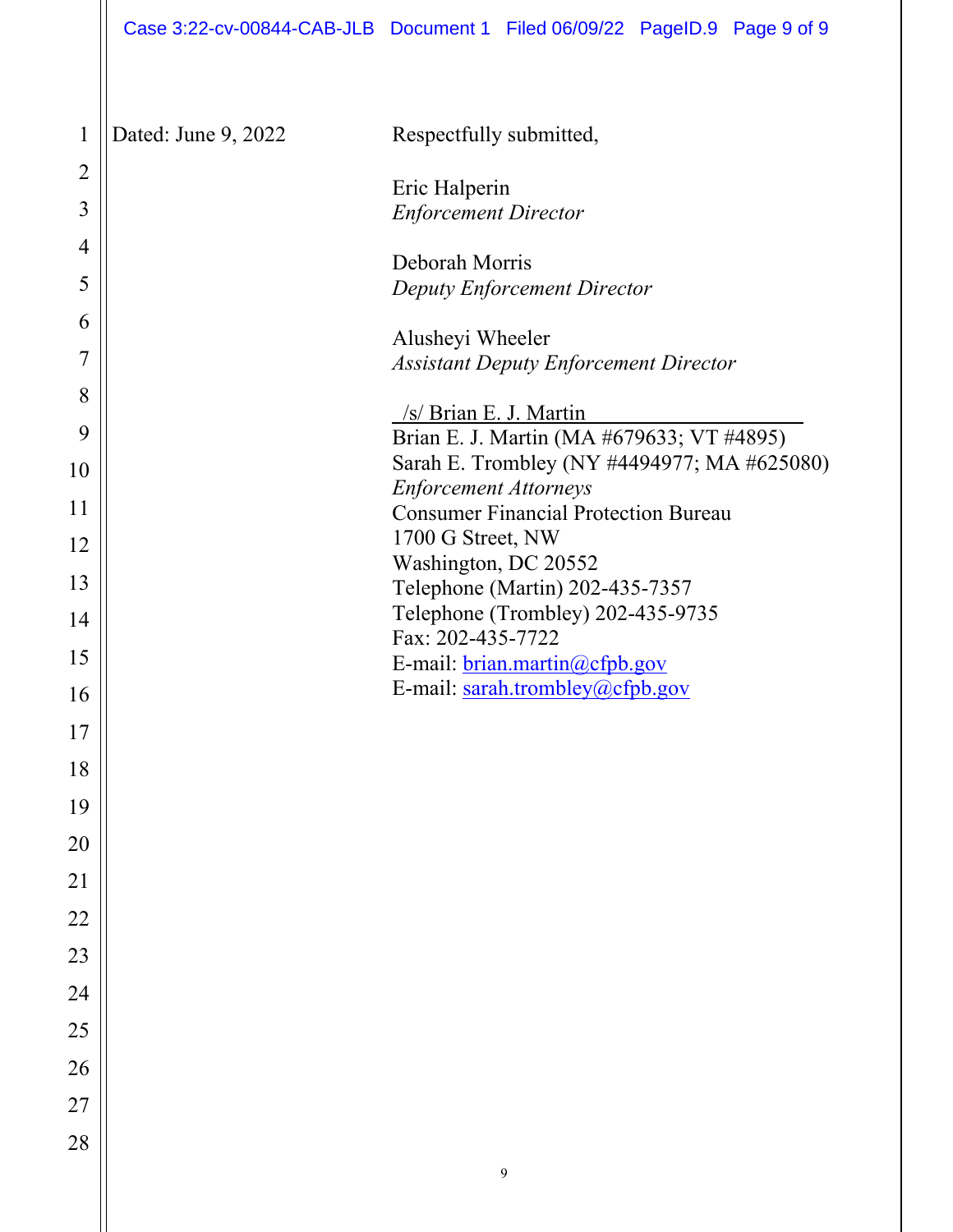Dated: June 9, 2022

Respectfully submitted,

Eric Halperin
*Enforcement Director*

Deborah Morris
*Deputy Enforcement Director*

Alusheyi Wheeler
*Assistant Deputy Enforcement Director*

/s/ Brian E. J. Martin
Brian E. J. Martin (MA #679633; VT #4895)
Sarah E. Trombley (NY #4494977; MA #625080)
*Enforcement Attorneys*
Consumer Financial Protection Bureau
1700 G Street, NW
Washington, DC 20552
Telephone (Martin) 202-435-7357
Telephone (Trombley) 202-435-9735
Fax: 202-435-7722
E-mail: brian.martin@cfpb.gov
E-mail: sarah.trombley@cfpb.gov